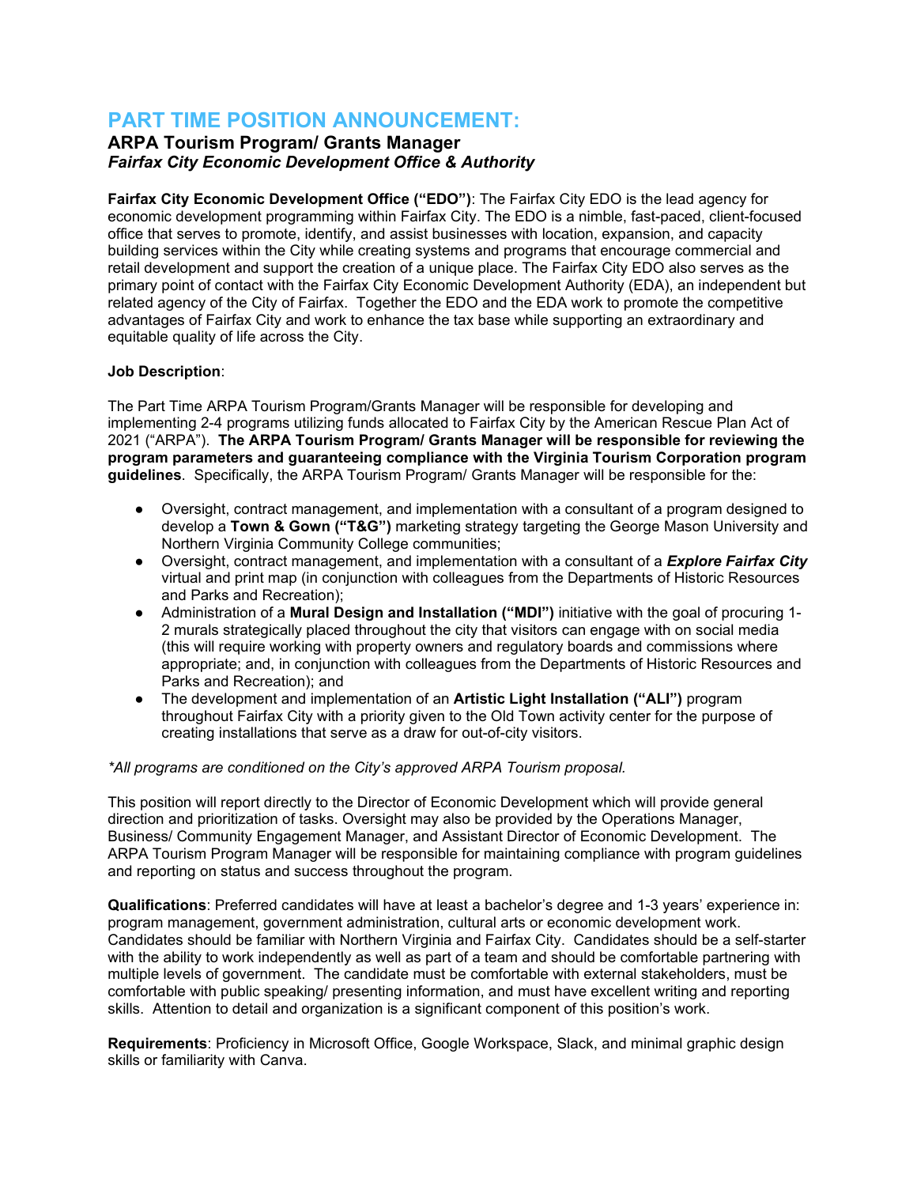# PART TIME POSITION ANNOUNCEMENT:

## ARPA Tourism Program/ Grants Manager

### *Fairfax City Economic Development Office & Authority*

**Fairfax City Economic Development Office ("EDO")**: The Fairfax City EDO is the lead agency for economic development programming within Fairfax City. The EDO is a nimble, fast-paced, client-focused office that serves to promote, identify, and assist businesses with location, expansion, and capacity building services within the City while creating systems and programs that encourage commercial and retail development and support the creation of a unique place. The Fairfax City EDO also serves as the primary point of contact with the Fairfax City Economic Development Authority (EDA), an independent but related agency of the City of Fairfax. Together the EDO and the EDA work to promote the competitive advantages of Fairfax City and work to enhance the tax base while supporting an extraordinary and equitable quality of life across the City.

**Job Description**:

The Part Time ARPA Tourism Program/Grants Manager will be responsible for developing and implementing 2-4 programs utilizing funds allocated to Fairfax City by the American Rescue Plan Act of 2021 ("ARPA"). **The ARPA Tourism Program/ Grants Manager will be responsible for reviewing the program parameters and guaranteeing compliance with the Virginia Tourism Corporation program guidelines**. Specifically, the ARPA Tourism Program/ Grants Manager will be responsible for the:

- Oversight, contract management, and implementation with a consultant of a program designed to develop a **Town & Gown ("T&G")** marketing strategy targeting the George Mason University and Northern Virginia Community College communities;
- Oversight, contract management, and implementation with a consultant of a ***Explore Fairfax City*** virtual and print map (in conjunction with colleagues from the Departments of Historic Resources and Parks and Recreation);
- Administration of a **Mural Design and Installation ("MDI")** initiative with the goal of procuring 1-2 murals strategically placed throughout the city that visitors can engage with on social media (this will require working with property owners and regulatory boards and commissions where appropriate; and, in conjunction with colleagues from the Departments of Historic Resources and Parks and Recreation); and
- The development and implementation of an **Artistic Light Installation ("ALI")** program throughout Fairfax City with a priority given to the Old Town activity center for the purpose of creating installations that serve as a draw for out-of-city visitors.

*\*All programs are conditioned on the City's approved ARPA Tourism proposal.*

This position will report directly to the Director of Economic Development which will provide general direction and prioritization of tasks. Oversight may also be provided by the Operations Manager, Business/ Community Engagement Manager, and Assistant Director of Economic Development. The ARPA Tourism Program Manager will be responsible for maintaining compliance with program guidelines and reporting on status and success throughout the program.

**Qualifications**: Preferred candidates will have at least a bachelor's degree and 1-3 years' experience in: program management, government administration, cultural arts or economic development work. Candidates should be familiar with Northern Virginia and Fairfax City. Candidates should be a self-starter with the ability to work independently as well as part of a team and should be comfortable partnering with multiple levels of government. The candidate must be comfortable with external stakeholders, must be comfortable with public speaking/ presenting information, and must have excellent writing and reporting skills. Attention to detail and organization is a significant component of this position's work.

**Requirements**: Proficiency in Microsoft Office, Google Workspace, Slack, and minimal graphic design skills or familiarity with Canva.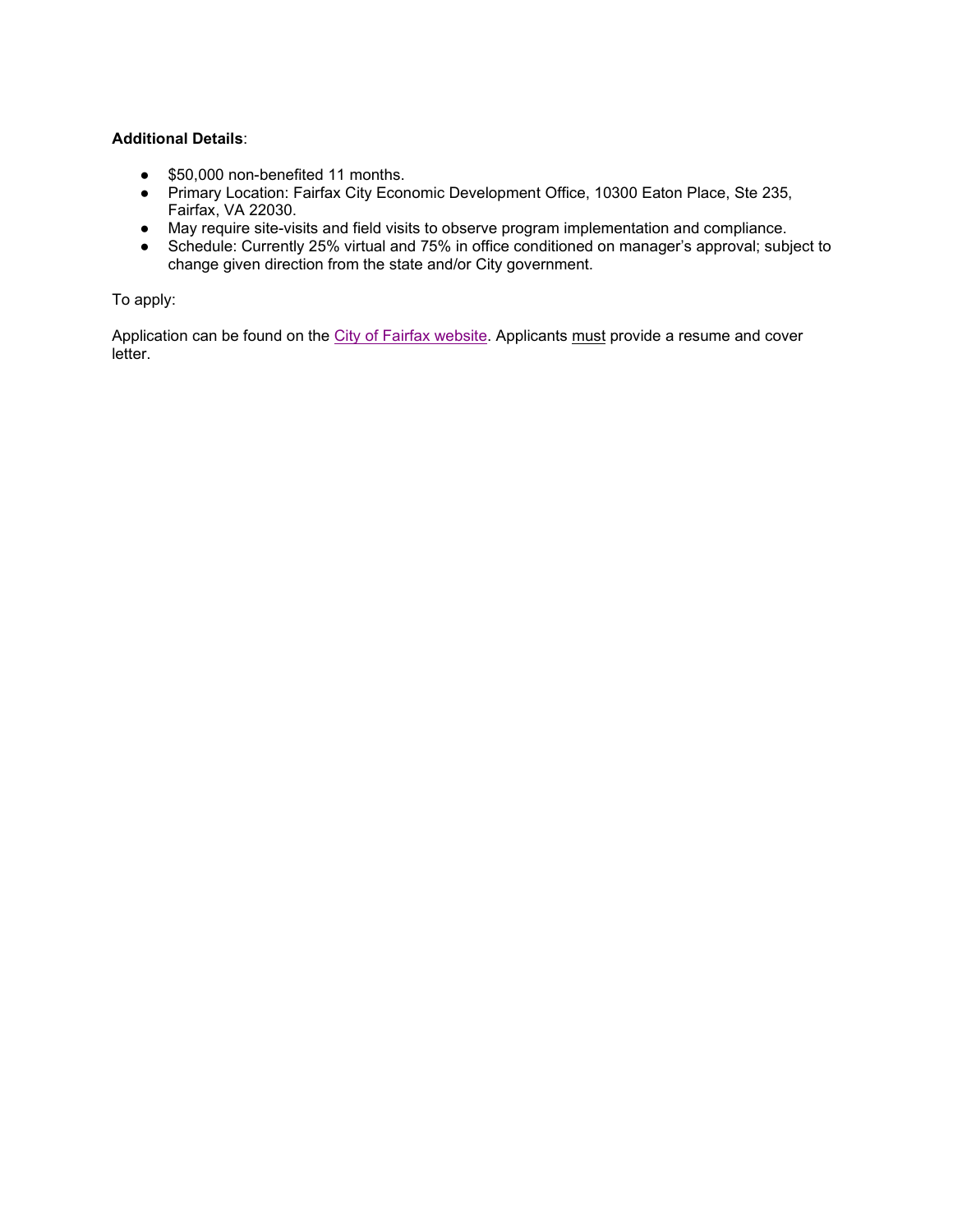**Additional Details**:

- $50,000 non-benefited 11 months.
- Primary Location: Fairfax City Economic Development Office, 10300 Eaton Place, Ste 235, Fairfax, VA 22030.
- May require site-visits and field visits to observe program implementation and compliance.
- Schedule: Currently 25% virtual and 75% in office conditioned on manager's approval; subject to change given direction from the state and/or City government.

To apply:

Application can be found on the City of Fairfax website. Applicants must provide a resume and cover letter.